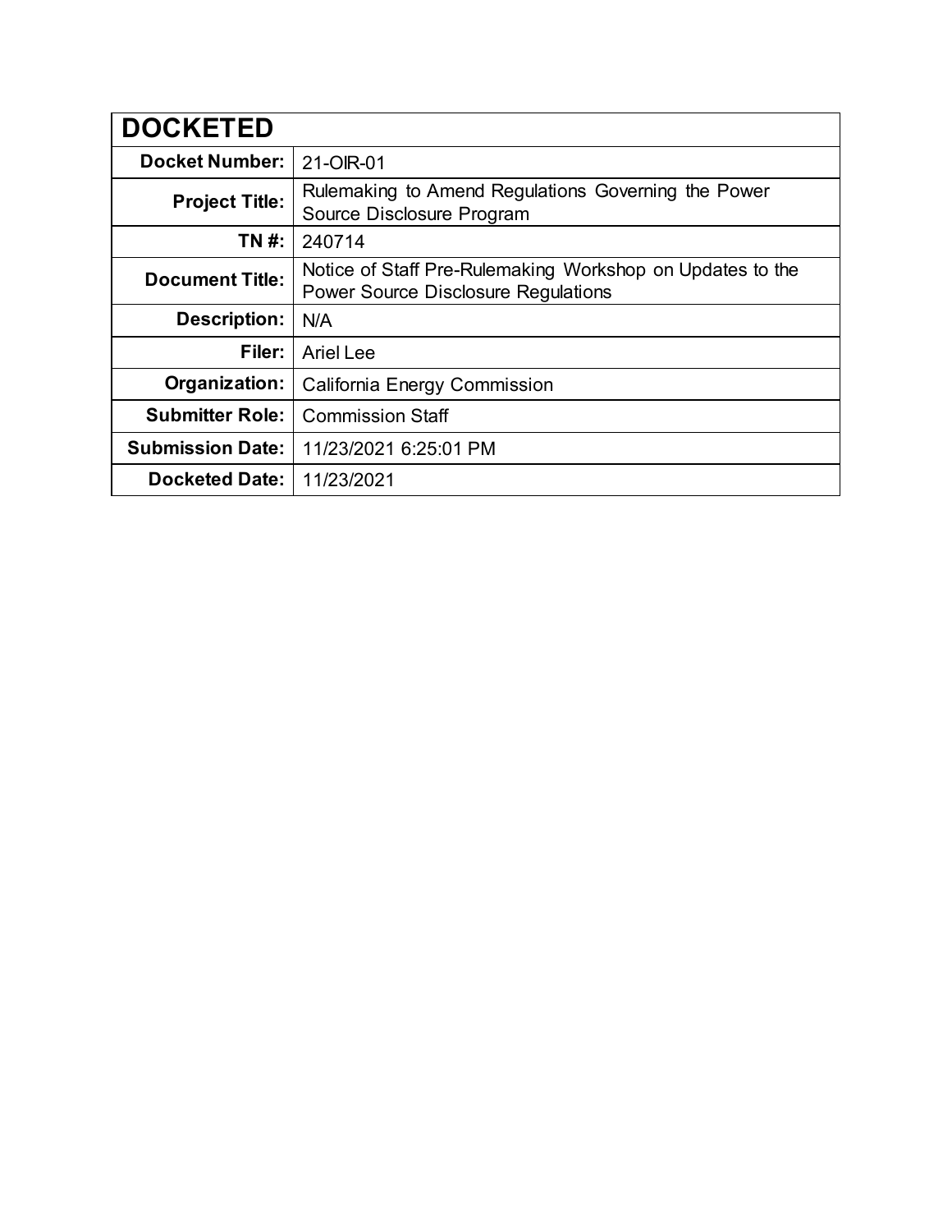| DOCKETED | |
|---|---|
| **Docket Number:** | 21-OIR-01 |
| **Project Title:** | Rulemaking to Amend Regulations Governing the Power Source Disclosure Program |
| **TN #:** | 240714 |
| **Document Title:** | Notice of Staff Pre-Rulemaking Workshop on Updates to the Power Source Disclosure Regulations |
| **Description:** | N/A |
| **Filer:** | Ariel Lee |
| **Organization:** | California Energy Commission |
| **Submitter Role:** | Commission Staff |
| **Submission Date:** | 11/23/2021 6:25:01 PM |
| **Docketed Date:** | 11/23/2021 |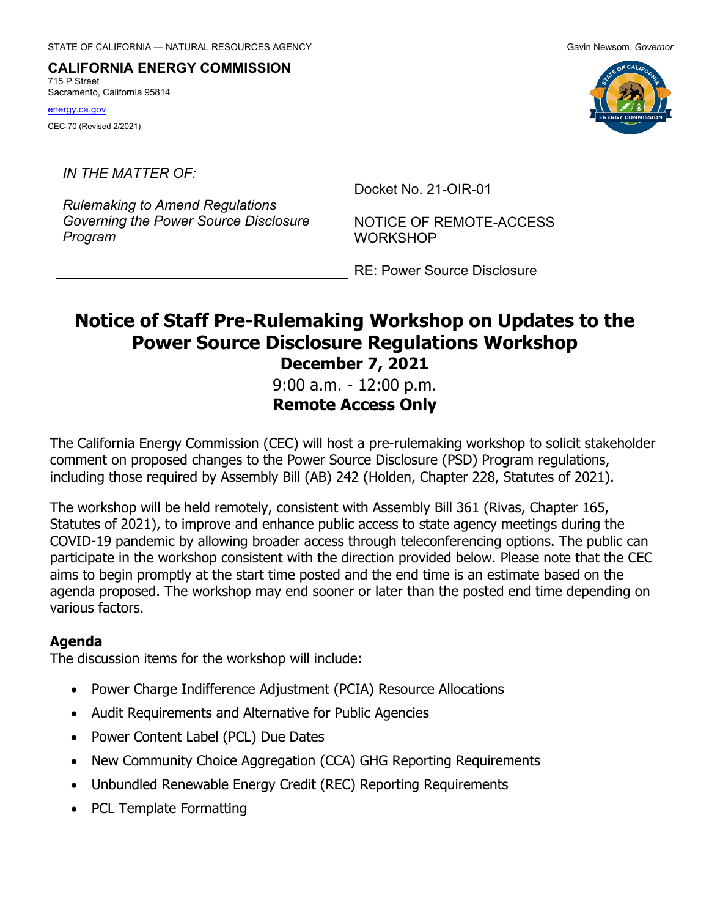STATE OF CALIFORNIA — NATURAL RESOURCES AGENCY — Gavin Newsom, *Governor*

**CALIFORNIA ENERGY COMMISSION**
715 P Street
Sacramento, California 95814
energy.ca.gov
CEC-70 (Revised 2/2021)

| *IN THE MATTER OF:* | Docket No. 21-OIR-01 |
| --- | --- |
| *Rulemaking to Amend Regulations Governing the Power Source Disclosure Program* | NOTICE OF REMOTE-ACCESS WORKSHOP |
| | RE: Power Source Disclosure |

# Notice of Staff Pre-Rulemaking Workshop on Updates to the Power Source Disclosure Regulations Workshop

**December 7, 2021**

9:00 a.m. - 12:00 p.m.

**Remote Access Only**

The California Energy Commission (CEC) will host a pre-rulemaking workshop to solicit stakeholder comment on proposed changes to the Power Source Disclosure (PSD) Program regulations, including those required by Assembly Bill (AB) 242 (Holden, Chapter 228, Statutes of 2021).

The workshop will be held remotely, consistent with Assembly Bill 361 (Rivas, Chapter 165, Statutes of 2021), to improve and enhance public access to state agency meetings during the COVID-19 pandemic by allowing broader access through teleconferencing options. The public can participate in the workshop consistent with the direction provided below. Please note that the CEC aims to begin promptly at the start time posted and the end time is an estimate based on the agenda proposed. The workshop may end sooner or later than the posted end time depending on various factors.

### Agenda

The discussion items for the workshop will include:

- Power Charge Indifference Adjustment (PCIA) Resource Allocations
- Audit Requirements and Alternative for Public Agencies
- Power Content Label (PCL) Due Dates
- New Community Choice Aggregation (CCA) GHG Reporting Requirements
- Unbundled Renewable Energy Credit (REC) Reporting Requirements
- PCL Template Formatting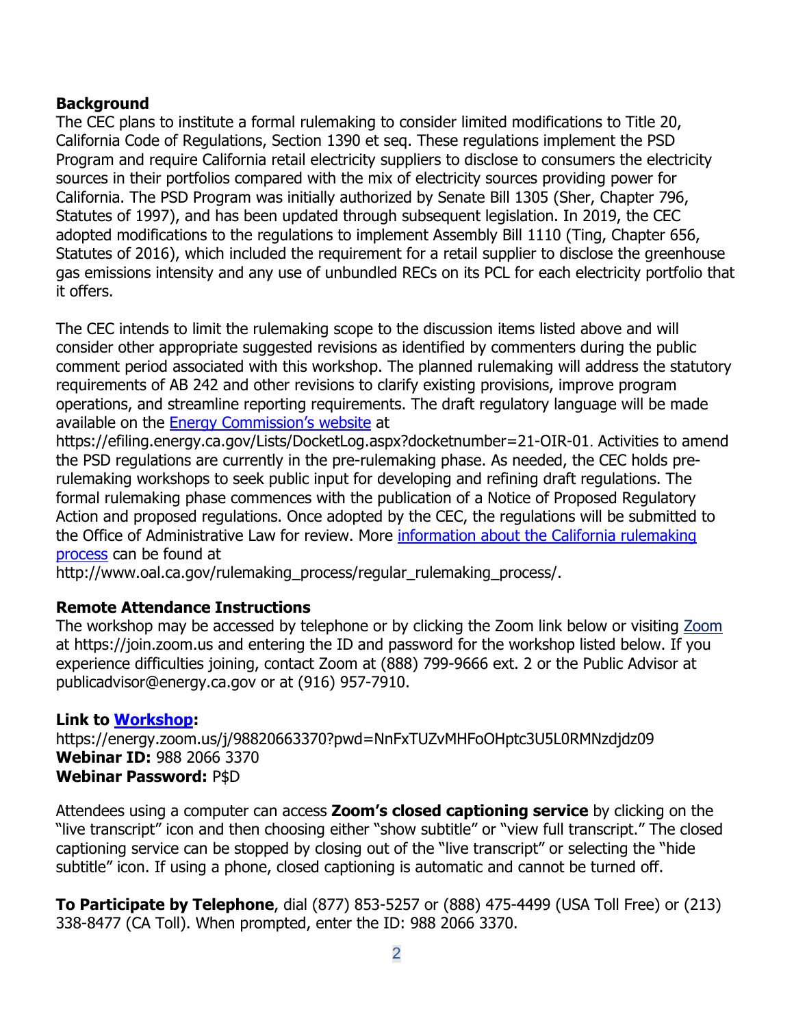**Background**

The CEC plans to institute a formal rulemaking to consider limited modifications to Title 20, California Code of Regulations, Section 1390 et seq. These regulations implement the PSD Program and require California retail electricity suppliers to disclose to consumers the electricity sources in their portfolios compared with the mix of electricity sources providing power for California. The PSD Program was initially authorized by Senate Bill 1305 (Sher, Chapter 796, Statutes of 1997), and has been updated through subsequent legislation. In 2019, the CEC adopted modifications to the regulations to implement Assembly Bill 1110 (Ting, Chapter 656, Statutes of 2016), which included the requirement for a retail supplier to disclose the greenhouse gas emissions intensity and any use of unbundled RECs on its PCL for each electricity portfolio that it offers.

The CEC intends to limit the rulemaking scope to the discussion items listed above and will consider other appropriate suggested revisions as identified by commenters during the public comment period associated with this workshop. The planned rulemaking will address the statutory requirements of AB 242 and other revisions to clarify existing provisions, improve program operations, and streamline reporting requirements. The draft regulatory language will be made available on the [Energy Commission's website](https://efiling.energy.ca.gov/Lists/DocketLog.aspx?docketnumber=21-OIR-01) at https://efiling.energy.ca.gov/Lists/DocketLog.aspx?docketnumber=21-OIR-01. Activities to amend the PSD regulations are currently in the pre-rulemaking phase. As needed, the CEC holds pre-rulemaking workshops to seek public input for developing and refining draft regulations. The formal rulemaking phase commences with the publication of a Notice of Proposed Regulatory Action and proposed regulations. Once adopted by the CEC, the regulations will be submitted to the Office of Administrative Law for review. More [information about the California rulemaking process](http://www.oal.ca.gov/rulemaking_process/regular_rulemaking_process/) can be found at http://www.oal.ca.gov/rulemaking_process/regular_rulemaking_process/.

**Remote Attendance Instructions**

The workshop may be accessed by telephone or by clicking the Zoom link below or visiting [Zoom](https://join.zoom.us) at https://join.zoom.us and entering the ID and password for the workshop listed below. If you experience difficulties joining, contact Zoom at (888) 799-9666 ext. 2 or the Public Advisor at publicadvisor@energy.ca.gov or at (916) 957-7910.

**Link to [Workshop](https://energy.zoom.us/j/98820663370?pwd=NnFxTUZvMHFoOHptc3U5L0RMNzdjdz09):**
https://energy.zoom.us/j/98820663370?pwd=NnFxTUZvMHFoOHptc3U5L0RMNzdjdz09
**Webinar ID:** 988 2066 3370
**Webinar Password:** P$D

Attendees using a computer can access **Zoom's closed captioning service** by clicking on the "live transcript" icon and then choosing either "show subtitle" or "view full transcript." The closed captioning service can be stopped by closing out of the "live transcript" or selecting the "hide subtitle" icon. If using a phone, closed captioning is automatic and cannot be turned off.

**To Participate by Telephone**, dial (877) 853-5257 or (888) 475-4499 (USA Toll Free) or (213) 338-8477 (CA Toll). When prompted, enter the ID: 988 2066 3370.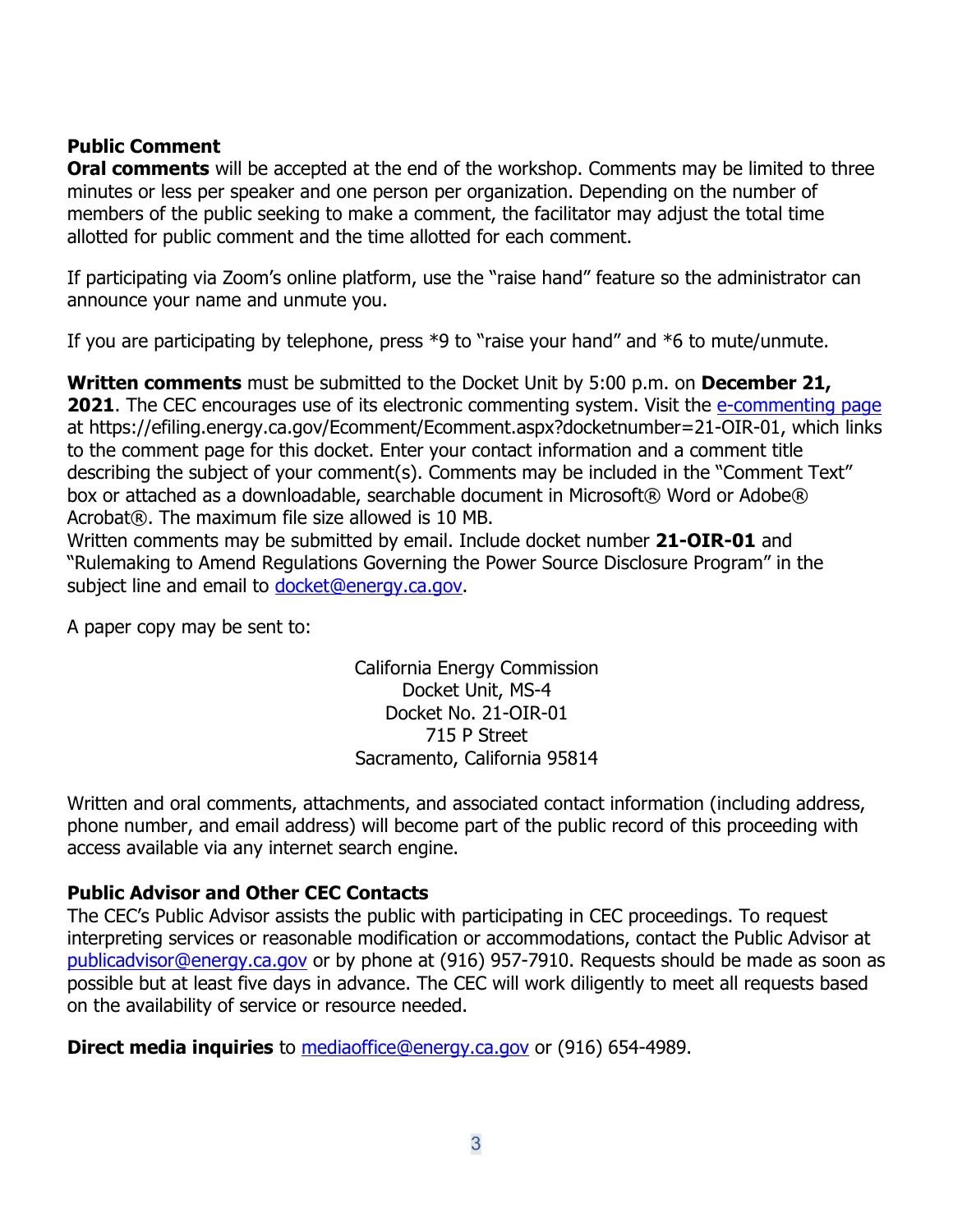**Public Comment**

**Oral comments** will be accepted at the end of the workshop. Comments may be limited to three minutes or less per speaker and one person per organization. Depending on the number of members of the public seeking to make a comment, the facilitator may adjust the total time allotted for public comment and the time allotted for each comment.

If participating via Zoom's online platform, use the "raise hand" feature so the administrator can announce your name and unmute you.

If you are participating by telephone, press *9 to "raise your hand" and *6 to mute/unmute.

**Written comments** must be submitted to the Docket Unit by 5:00 p.m. on **December 21, 2021**. The CEC encourages use of its electronic commenting system. Visit the [e-commenting page](https://efiling.energy.ca.gov/Ecomment/Ecomment.aspx?docketnumber=21-OIR-01) at https://efiling.energy.ca.gov/Ecomment/Ecomment.aspx?docketnumber=21-OIR-01, which links to the comment page for this docket. Enter your contact information and a comment title describing the subject of your comment(s). Comments may be included in the "Comment Text" box or attached as a downloadable, searchable document in Microsoft® Word or Adobe® Acrobat®. The maximum file size allowed is 10 MB.
Written comments may be submitted by email. Include docket number **21-OIR-01** and "Rulemaking to Amend Regulations Governing the Power Source Disclosure Program" in the subject line and email to [docket@energy.ca.gov](mailto:docket@energy.ca.gov).

A paper copy may be sent to:

California Energy Commission
Docket Unit, MS-4
Docket No. 21-OIR-01
715 P Street
Sacramento, California 95814

Written and oral comments, attachments, and associated contact information (including address, phone number, and email address) will become part of the public record of this proceeding with access available via any internet search engine.

**Public Advisor and Other CEC Contacts**

The CEC's Public Advisor assists the public with participating in CEC proceedings. To request interpreting services or reasonable modification or accommodations, contact the Public Advisor at [publicadvisor@energy.ca.gov](mailto:publicadvisor@energy.ca.gov) or by phone at (916) 957-7910. Requests should be made as soon as possible but at least five days in advance. The CEC will work diligently to meet all requests based on the availability of service or resource needed.

**Direct media inquiries** to [mediaoffice@energy.ca.gov](mailto:mediaoffice@energy.ca.gov) or (916) 654-4989.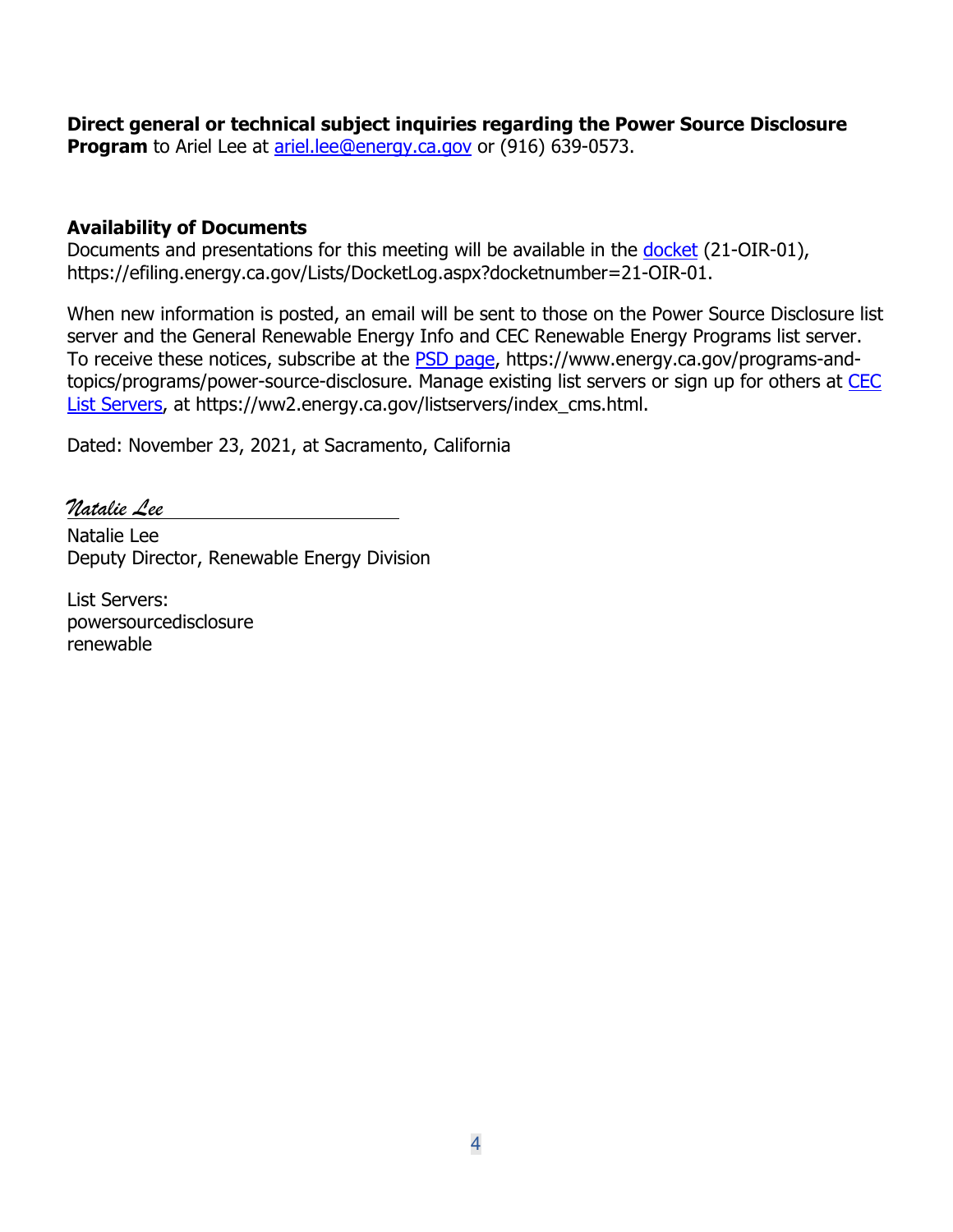**Direct general or technical subject inquiries regarding the Power Source Disclosure Program** to Ariel Lee at [ariel.lee@energy.ca.gov](mailto:ariel.lee@energy.ca.gov) or (916) 639-0573.

**Availability of Documents**
Documents and presentations for this meeting will be available in the [docket](https://efiling.energy.ca.gov/Lists/DocketLog.aspx?docketnumber=21-OIR-01) (21-OIR-01), https://efiling.energy.ca.gov/Lists/DocketLog.aspx?docketnumber=21-OIR-01.

When new information is posted, an email will be sent to those on the Power Source Disclosure list server and the General Renewable Energy Info and CEC Renewable Energy Programs list server. To receive these notices, subscribe at the [PSD page](https://www.energy.ca.gov/programs-and-topics/programs/power-source-disclosure), https://www.energy.ca.gov/programs-and-topics/programs/power-source-disclosure. Manage existing list servers or sign up for others at [CEC List Servers](https://ww2.energy.ca.gov/listservers/index_cms.html), at https://ww2.energy.ca.gov/listservers/index_cms.html.

Dated: November 23, 2021, at Sacramento, California

*Natalie Lee*

Natalie Lee
Deputy Director, Renewable Energy Division

List Servers:
powersourcedisclosure
renewable